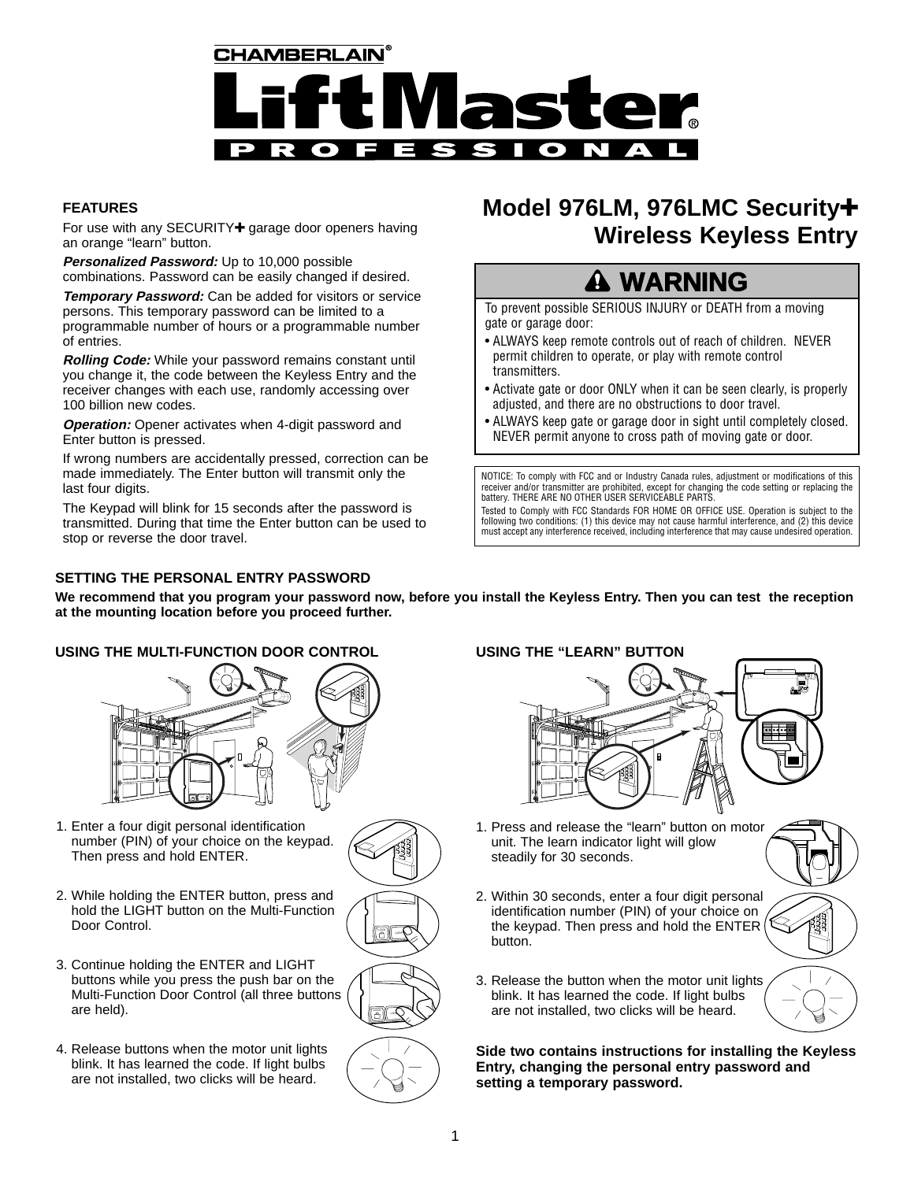# CHAMBERLAIN® LiftMaster® PROFESSIONAL

# Model 976LM, 976LMC Security✚ Wireless Keyless Entry

## ⚠ WARNING

To prevent possible SERIOUS INJURY or DEATH from a moving gate or garage door:

- ALWAYS keep remote controls out of reach of children. NEVER permit children to operate, or play with remote control transmitters.
- Activate gate or door ONLY when it can be seen clearly, is properly adjusted, and there are no obstructions to door travel.
- ALWAYS keep gate or garage door in sight until completely closed. NEVER permit anyone to cross path of moving gate or door.

NOTICE: To comply with FCC and or Industry Canada rules, adjustment or modifications of this receiver and/or transmitter are prohibited, except for changing the code setting or replacing the battery. THERE ARE NO OTHER USER SERVICEABLE PARTS.

Tested to Comply with FCC Standards FOR HOME OR OFFICE USE. Operation is subject to the following two conditions: (1) this device may not cause harmful interference, and (2) this device must accept any interference received, including interference that may cause undesired operation.

### FEATURES

For use with any SECURITY✚ garage door openers having an orange "learn" button.

***Personalized Password:*** Up to 10,000 possible combinations. Password can be easily changed if desired.

***Temporary Password:*** Can be added for visitors or service persons. This temporary password can be limited to a programmable number of hours or a programmable number of entries.

***Rolling Code:*** While your password remains constant until you change it, the code between the Keyless Entry and the receiver changes with each use, randomly accessing over 100 billion new codes.

***Operation:*** Opener activates when 4-digit password and Enter button is pressed.

If wrong numbers are accidentally pressed, correction can be made immediately. The Enter button will transmit only the last four digits.

The Keypad will blink for 15 seconds after the password is transmitted. During that time the Enter button can be used to stop or reverse the door travel.

### SETTING THE PERSONAL ENTRY PASSWORD

**We recommend that you program your password now, before you install the Keyless Entry. Then you can test the reception at the mounting location before you proceed further.**

### USING THE MULTI-FUNCTION DOOR CONTROL

1. Enter a four digit personal identification number (PIN) of your choice on the keypad. Then press and hold ENTER.
2. While holding the ENTER button, press and hold the LIGHT button on the Multi-Function Door Control.
3. Continue holding the ENTER and LIGHT buttons while you press the push bar on the Multi-Function Door Control (all three buttons are held).
4. Release buttons when the motor unit lights blink. It has learned the code. If light bulbs are not installed, two clicks will be heard.

### USING THE "LEARN" BUTTON

1. Press and release the "learn" button on motor unit. The learn indicator light will glow steadily for 30 seconds.
2. Within 30 seconds, enter a four digit personal identification number (PIN) of your choice on the keypad. Then press and hold the ENTER button.
3. Release the button when the motor unit lights blink. It has learned the code. If light bulbs are not installed, two clicks will be heard.

**Side two contains instructions for installing the Keyless Entry, changing the personal entry password and setting a temporary password.**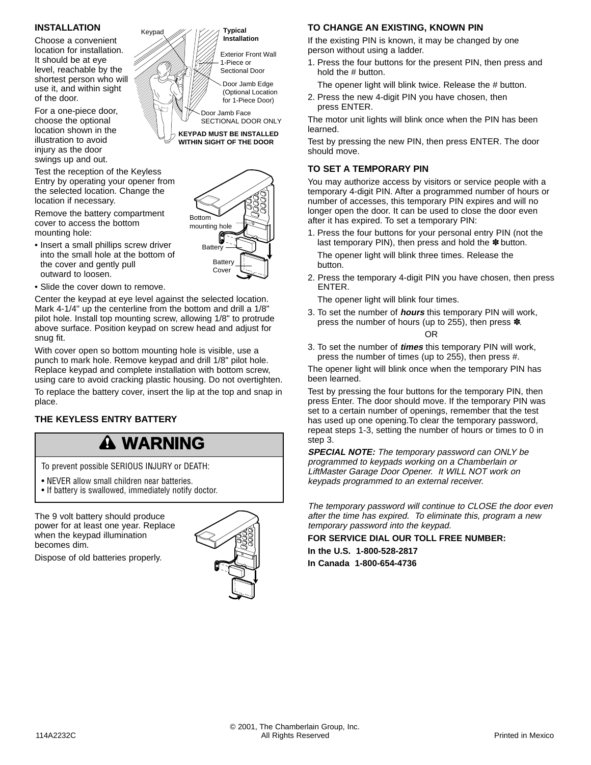## INSTALLATION

Choose a convenient location for installation. It should be at eye level, reachable by the shortest person who will use it, and within sight of the door.

For a one-piece door, choose the optional location shown in the illustration to avoid injury as the door swings up and out.

Keypad

**Typical Installation**

Exterior Front Wall 1-Piece or Sectional Door

Door Jamb Edge (Optional Location for 1-Piece Door)

Door Jamb Face SECTIONAL DOOR ONLY

**KEYPAD MUST BE INSTALLED WITHIN SIGHT OF THE DOOR**

Test the reception of the Keyless Entry by operating your opener from the selected location. Change the location if necessary.

Remove the battery compartment cover to access the bottom mounting hole:

- Insert a small phillips screw driver into the small hole at the bottom of the cover and gently pull outward to loosen.
- Slide the cover down to remove.

Bottom mounting hole

Battery

Battery Cover

Center the keypad at eye level against the selected location. Mark 4-1/4" up the centerline from the bottom and drill a 1/8" pilot hole. Install top mounting screw, allowing 1/8" to protrude above surface. Position keypad on screw head and adjust for snug fit.

With cover open so bottom mounting hole is visible, use a punch to mark hole. Remove keypad and drill 1/8" pilot hole. Replace keypad and complete installation with bottom screw, using care to avoid cracking plastic housing. Do not overtighten.

To replace the battery cover, insert the lip at the top and snap in place.

## THE KEYLESS ENTRY BATTERY

**⚠ WARNING**

To prevent possible SERIOUS INJURY or DEATH:

- NEVER allow small children near batteries.
- If battery is swallowed, immediately notify doctor.

The 9 volt battery should produce power for at least one year. Replace when the keypad illumination becomes dim.

Dispose of old batteries properly.

## TO CHANGE AN EXISTING, KNOWN PIN

If the existing PIN is known, it may be changed by one person without using a ladder.

1. Press the four buttons for the present PIN, then press and hold the # button.

   The opener light will blink twice. Release the # button.
2. Press the new 4-digit PIN you have chosen, then press ENTER.

The motor unit lights will blink once when the PIN has been learned.

Test by pressing the new PIN, then press ENTER. The door should move.

## TO SET A TEMPORARY PIN

You may authorize access by visitors or service people with a temporary 4-digit PIN. After a programmed number of hours or number of accesses, this temporary PIN expires and will no longer open the door. It can be used to close the door even after it has expired. To set a temporary PIN:

1. Press the four buttons for your personal entry PIN (not the last temporary PIN), then press and hold the ✽ button.

   The opener light will blink three times. Release the button.
2. Press the temporary 4-digit PIN you have chosen, then press ENTER.

   The opener light will blink four times.
3. To set the number of ***hours*** this temporary PIN will work, press the number of hours (up to 255), then press ✽.

   OR

3. To set the number of ***times*** this temporary PIN will work, press the number of times (up to 255), then press #.

The opener light will blink once when the temporary PIN has been learned.

Test by pressing the four buttons for the temporary PIN, then press Enter. The door should move. If the temporary PIN was set to a certain number of openings, remember that the test has used up one opening.To clear the temporary password, repeat steps 1-3, setting the number of hours or times to 0 in step 3.

***SPECIAL NOTE:*** *The temporary password can ONLY be programmed to keypads working on a Chamberlain or LiftMaster Garage Door Opener. It WILL NOT work on keypads programmed to an external receiver.*

*The temporary password will continue to CLOSE the door even after the time has expired. To eliminate this, program a new temporary password into the keypad.*

**FOR SERVICE DIAL OUR TOLL FREE NUMBER:**

**In the U.S. 1-800-528-2817**

**In Canada 1-800-654-4736**

114A2232C © 2001, The Chamberlain Group, Inc. All Rights Reserved Printed in Mexico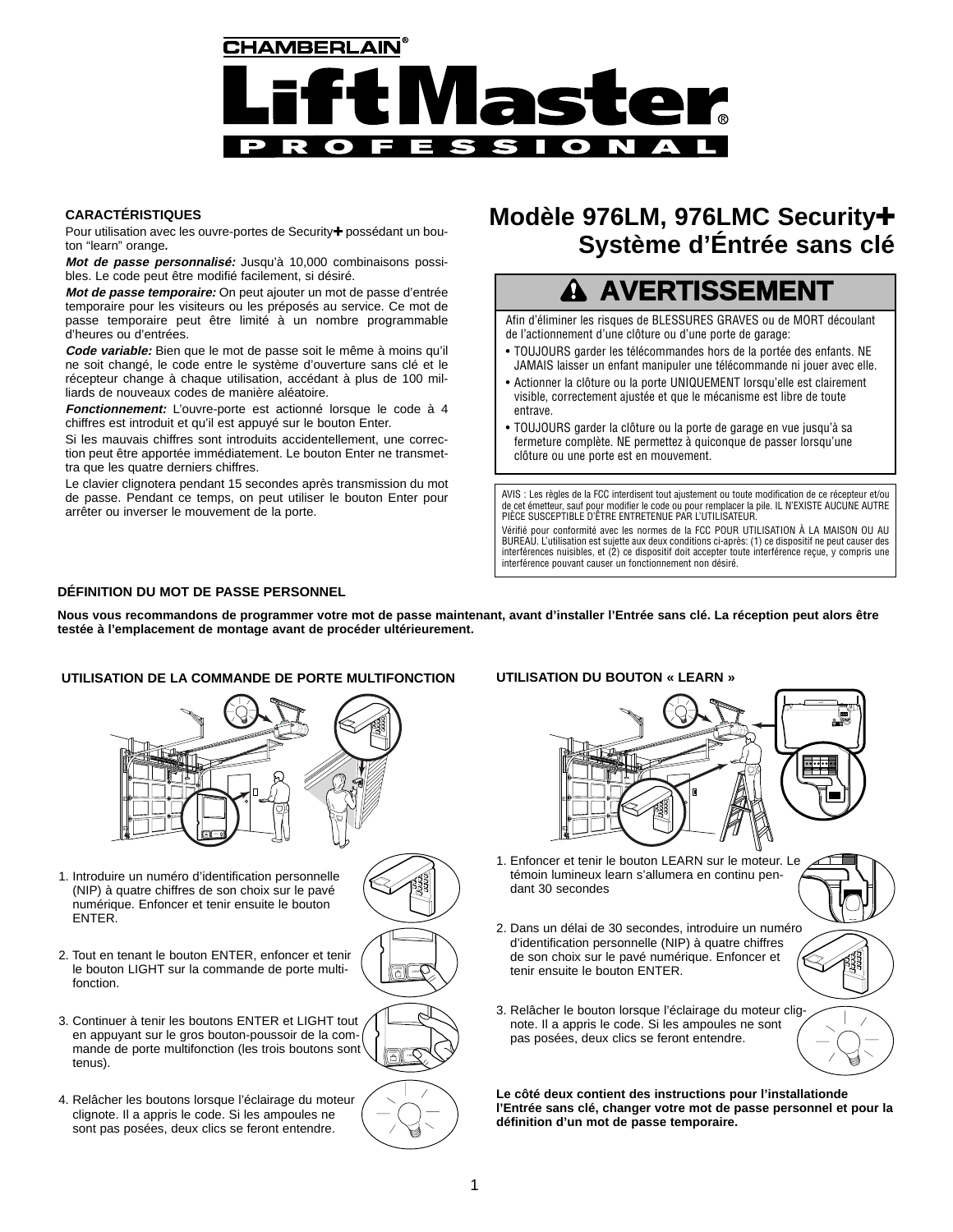CHAMBERLAIN®

# LiftMaster® PROFESSIONAL

## Modèle 976LM, 976LMC Security✚ Système d'Éntrée sans clé

### CARACTÉRISTIQUES

Pour utilisation avec les ouvre-portes de Security✚ possédant un bouton "learn" orange.

***Mot de passe personnalisé:*** Jusqu'à 10,000 combinaisons possibles. Le code peut être modifié facilement, si désiré.

***Mot de passe temporaire:*** On peut ajouter un mot de passe d'entrée temporaire pour les visiteurs ou les préposés au service. Ce mot de passe temporaire peut être limité à un nombre programmable d'heures ou d'entrées.

***Code variable:*** Bien que le mot de passe soit le même à moins qu'il ne soit changé, le code entre le système d'ouverture sans clé et le récepteur change à chaque utilisation, accédant à plus de 100 milliards de nouveaux codes de manière aléatoire.

***Fonctionnement:*** L'ouvre-porte est actionné lorsque le code à 4 chiffres est introduit et qu'il est appuyé sur le bouton Enter.

Si les mauvais chiffres sont introduits accidentellement, une correction peut être apportée immédiatement. Le bouton Enter ne transmettra que les quatre derniers chiffres.

Le clavier clignotera pendant 15 secondes après transmission du mot de passe. Pendant ce temps, on peut utiliser le bouton Enter pour arrêter ou inverser le mouvement de la porte.

### ⚠ AVERTISSEMENT

Afin d'éliminer les risques de BLESSURES GRAVES ou de MORT découlant de l'actionnement d'une clôture ou d'une porte de garage:

- TOUJOURS garder les télécommandes hors de la portée des enfants. NE JAMAIS laisser un enfant manipuler une télécommande ni jouer avec elle.
- Actionner la clôture ou la porte UNIQUEMENT lorsqu'elle est clairement visible, correctement ajustée et que le mécanisme est libre de toute entrave.
- TOUJOURS garder la clôture ou la porte de garage en vue jusqu'à sa fermeture complète. NE permettez à quiconque de passer lorsqu'une clôture ou une porte est en mouvement.

AVIS : Les règles de la FCC interdisent tout ajustement ou toute modification de ce récepteur et/ou de cet émetteur, sauf pour modifier le code ou pour remplacer la pile. IL N'EXISTE AUCUNE AUTRE PIÈCE SUSCEPTIBLE D'ÊTRE ENTRETENUE PAR L'UTILISATEUR.

Vérifié pour conformité avec les normes de la FCC POUR UTILISATION À LA MAISON OU AU BUREAU. L'utilisation est sujette aux deux conditions ci-après: (1) ce dispositif ne peut causer des interférences nuisibles, et (2) ce dispositif doit accepter toute interférence reçue, y compris une interférence pouvant causer un fonctionnement non désiré.

### DÉFINITION DU MOT DE PASSE PERSONNEL

**Nous vous recommandons de programmer votre mot de passe maintenant, avant d'installer l'Entrée sans clé. La réception peut alors être testée à l'emplacement de montage avant de procéder ultérieurement.**

### UTILISATION DE LA COMMANDE DE PORTE MULTIFONCTION

1. Introduire un numéro d'identification personnelle (NIP) à quatre chiffres de son choix sur le pavé numérique. Enfoncer et tenir ensuite le bouton ENTER.
2. Tout en tenant le bouton ENTER, enfoncer et tenir le bouton LIGHT sur la commande de porte multifonction.
3. Continuer à tenir les boutons ENTER et LIGHT tout en appuyant sur le gros bouton-poussoir de la commande de porte multifonction (les trois boutons sont tenus).
4. Relâcher les boutons lorsque l'éclairage du moteur clignote. Il a appris le code. Si les ampoules ne sont pas posées, deux clics se feront entendre.

### UTILISATION DU BOUTON « LEARN »

1. Enfoncer et tenir le bouton LEARN sur le moteur. Le témoin lumineux learn s'allumera en continu pendant 30 secondes
2. Dans un délai de 30 secondes, introduire un numéro d'identification personnelle (NIP) à quatre chiffres de son choix sur le pavé numérique. Enfoncer et tenir ensuite le bouton ENTER.
3. Relâcher le bouton lorsque l'éclairage du moteur clignote. Il a appris le code. Si les ampoules ne sont pas posées, deux clics se feront entendre.

**Le côté deux contient des instructions pour l'installationde l'Entrée sans clé, changer votre mot de passe personnel et pour la définition d'un mot de passe temporaire.**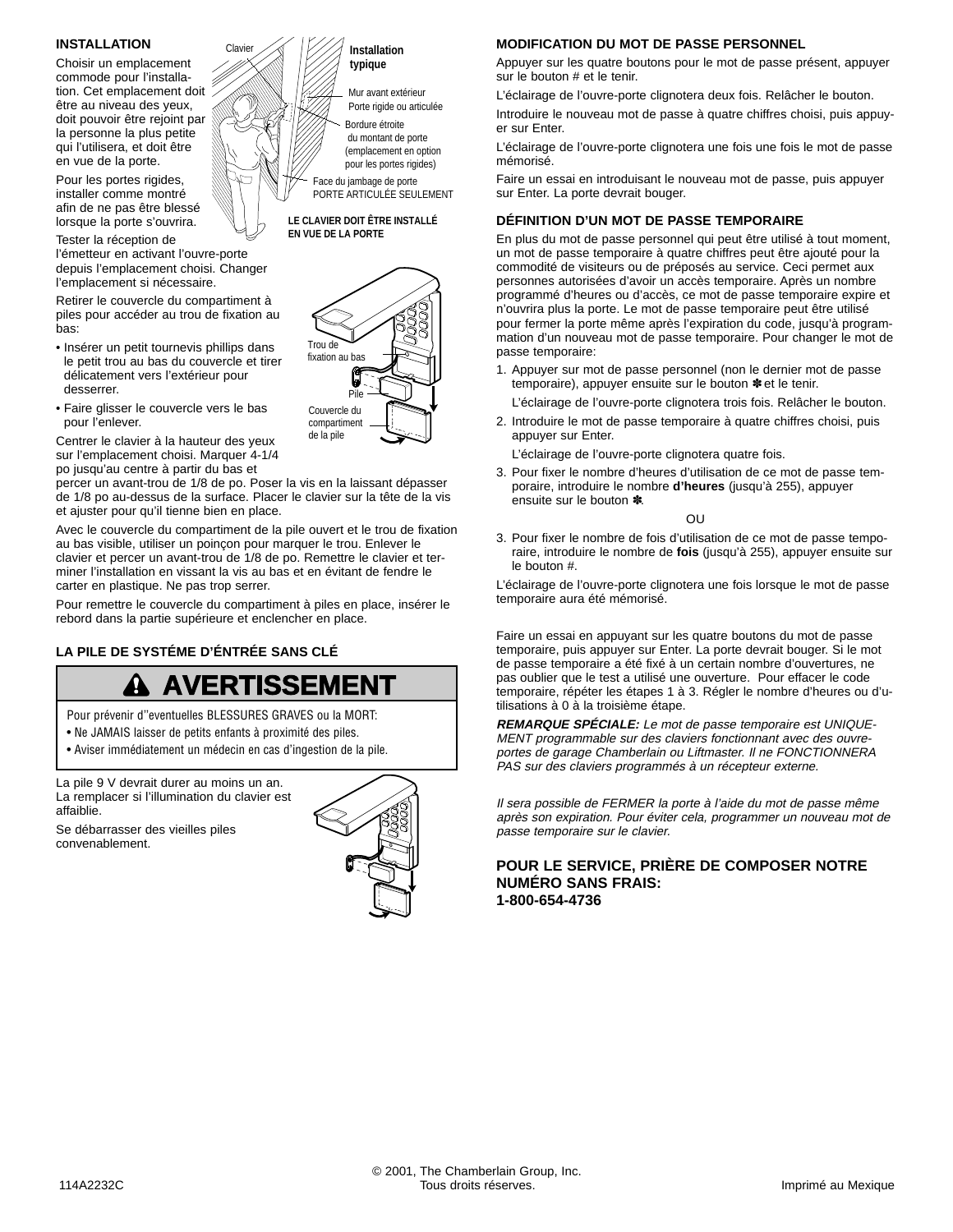## INSTALLATION

Choisir un emplacement commode pour l'installation. Cet emplacement doit être au niveau des yeux, doit pouvoir être rejoint par la personne la plus petite qui l'utilisera, et doit être en vue de la porte.

Pour les portes rigides, installer comme montré afin de ne pas être blessé lorsque la porte s'ouvrira.

Tester la réception de l'émetteur en activant l'ouvre-porte depuis l'emplacement choisi. Changer l'emplacement si nécessaire.

Clavier

Installation typique

Mur avant extérieur
Porte rigide ou articulée

Bordure étroite du montant de porte (emplacement en option pour les portes rigides)

Face du jambage de porte
PORTE ARTICULÉE SEULEMENT

LE CLAVIER DOIT ÊTRE INSTALLÉ EN VUE DE LA PORTE

Retirer le couvercle du compartiment à piles pour accéder au trou de fixation au bas:

- Insérer un petit tournevis phillips dans le petit trou au bas du couvercle et tirer délicatement vers l'extérieur pour desserrer.
- Faire glisser le couvercle vers le bas pour l'enlever.

Trou de fixation au bas

Pile

Couvercle du compartiment de la pile

Centrer le clavier à la hauteur des yeux sur l'emplacement choisi. Marquer 4-1/4 po jusqu'au centre à partir du bas et percer un avant-trou de 1/8 de po. Poser la vis en la laissant dépasser de 1/8 po au-dessus de la surface. Placer le clavier sur la tête de la vis et ajuster pour qu'il tienne bien en place.

Avec le couvercle du compartiment de la pile ouvert et le trou de fixation au bas visible, utiliser un poinçon pour marquer le trou. Enlever le clavier et percer un avant-trou de 1/8 de po. Remettre le clavier et terminer l'installation en vissant la vis au bas et en évitant de fendre le carter en plastique. Ne pas trop serrer.

Pour remettre le couvercle du compartiment à piles en place, insérer le rebord dans la partie supérieure et enclencher en place.

## LA PILE DE SYSTÉME D'ÉNTRÉE SANS CLÉ

**⚠ AVERTISSEMENT**

Pour prévenir d''eventuelles BLESSURES GRAVES ou la MORT:
- Ne JAMAIS laisser de petits enfants à proximité des piles.
- Aviser immédiatement un médecin en cas d'ingestion de la pile.

La pile 9 V devrait durer au moins un an. La remplacer si l'illumination du clavier est affaiblie.

Se débarrasser des vieilles piles convenablement.

## MODIFICATION DU MOT DE PASSE PERSONNEL

Appuyer sur les quatre boutons pour le mot de passe présent, appuyer sur le bouton # et le tenir.

L'éclairage de l'ouvre-porte clignotera deux fois. Relâcher le bouton.

Introduire le nouveau mot de passe à quatre chiffres choisi, puis appuyer sur Enter.

L'éclairage de l'ouvre-porte clignotera une fois une fois le mot de passe mémorisé.

Faire un essai en introduisant le nouveau mot de passe, puis appuyer sur Enter. La porte devrait bouger.

## DÉFINITION D'UN MOT DE PASSE TEMPORAIRE

En plus du mot de passe personnel qui peut être utilisé à tout moment, un mot de passe temporaire à quatre chiffres peut être ajouté pour la commodité de visiteurs ou de préposés au service. Ceci permet aux personnes autorisées d'avoir un accès temporaire. Après un nombre programmé d'heures ou d'accès, ce mot de passe temporaire expire et n'ouvrira plus la porte. Le mot de passe temporaire peut être utilisé pour fermer la porte même après l'expiration du code, jusqu'à programmation d'un nouveau mot de passe temporaire. Pour changer le mot de passe temporaire:

1. Appuyer sur mot de passe personnel (non le dernier mot de passe temporaire), appuyer ensuite sur le bouton ✽ et le tenir.

   L'éclairage de l'ouvre-porte clignotera trois fois. Relâcher le bouton.
2. Introduire le mot de passe temporaire à quatre chiffres choisi, puis appuyer sur Enter.

   L'éclairage de l'ouvre-porte clignotera quatre fois.
3. Pour fixer le nombre d'heures d'utilisation de ce mot de passe temporaire, introduire le nombre **d'heures** (jusqu'à 255), appuyer ensuite sur le bouton ✽.

OU

3. Pour fixer le nombre de fois d'utilisation de ce mot de passe temporaire, introduire le nombre de **fois** (jusqu'à 255), appuyer ensuite sur le bouton #.

L'éclairage de l'ouvre-porte clignotera une fois lorsque le mot de passe temporaire aura été mémorisé.

Faire un essai en appuyant sur les quatre boutons du mot de passe temporaire, puis appuyer sur Enter. La porte devrait bouger. Si le mot de passe temporaire a été fixé à un certain nombre d'ouvertures, ne pas oublier que le test a utilisé une ouverture. Pour effacer le code temporaire, répéter les étapes 1 à 3. Régler le nombre d'heures ou d'utilisations à 0 à la troisième étape.

***REMARQUE SPÉCIALE:*** *Le mot de passe temporaire est UNIQUEMENT programmable sur des claviers fonctionnant avec des ouvre-portes de garage Chamberlain ou Liftmaster. Il ne FONCTIONNERA PAS sur des claviers programmés à un récepteur externe.*

*Il sera possible de FERMER la porte à l'aide du mot de passe même après son expiration. Pour éviter cela, programmer un nouveau mot de passe temporaire sur le clavier.*

**POUR LE SERVICE, PRIÈRE DE COMPOSER NOTRE NUMÉRO SANS FRAIS:**
**1-800-654-4736**

114A2232C

© 2001, The Chamberlain Group, Inc.
Tous droits réserves.

Imprimé au Mexique